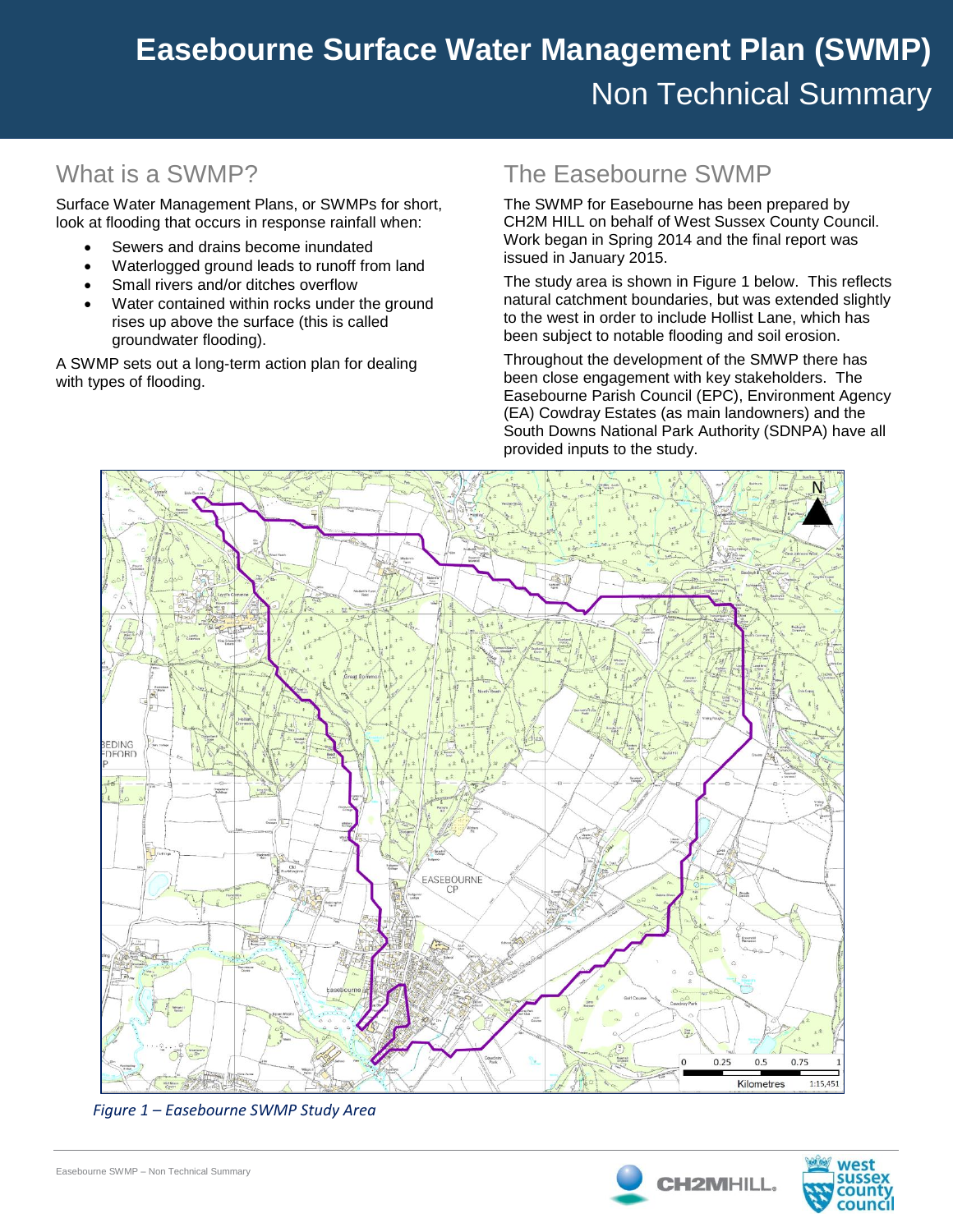# Easebourne Surface Water Management Plan (SWMP)

## Non Technical Summary

## What is a SWMP?

Surface Water Management Plans, or SWMPs for short, look at flooding that occurs in response rainfall when:

- Sewers and drains become inundated
- Waterlogged ground leads to runoff from land
- Small rivers and/or ditches overflow
- Water contained within rocks under the ground rises up above the surface (this is called groundwater flooding).

A SWMP sets out a long-term action plan for dealing with types of flooding.

## The Easebourne SWMP

The SWMP for Easebourne has been prepared by CH2M HILL on behalf of West Sussex County Council. Work began in Spring 2014 and the final report was issued in January 2015.

The study area is shown in Figure 1 below. This reflects natural catchment boundaries, but was extended slightly to the west in order to include Hollist Lane, which has been subject to notable flooding and soil erosion.

Throughout the development of the SMWP there has been close engagement with key stakeholders. The Easebourne Parish Council (EPC), Environment Agency (EA) Cowdray Estates (as main landowners) and the South Downs National Park Authority (SDNPA) have all provided inputs to the study.

*Figure 1 – Easebourne SWMP Study Area*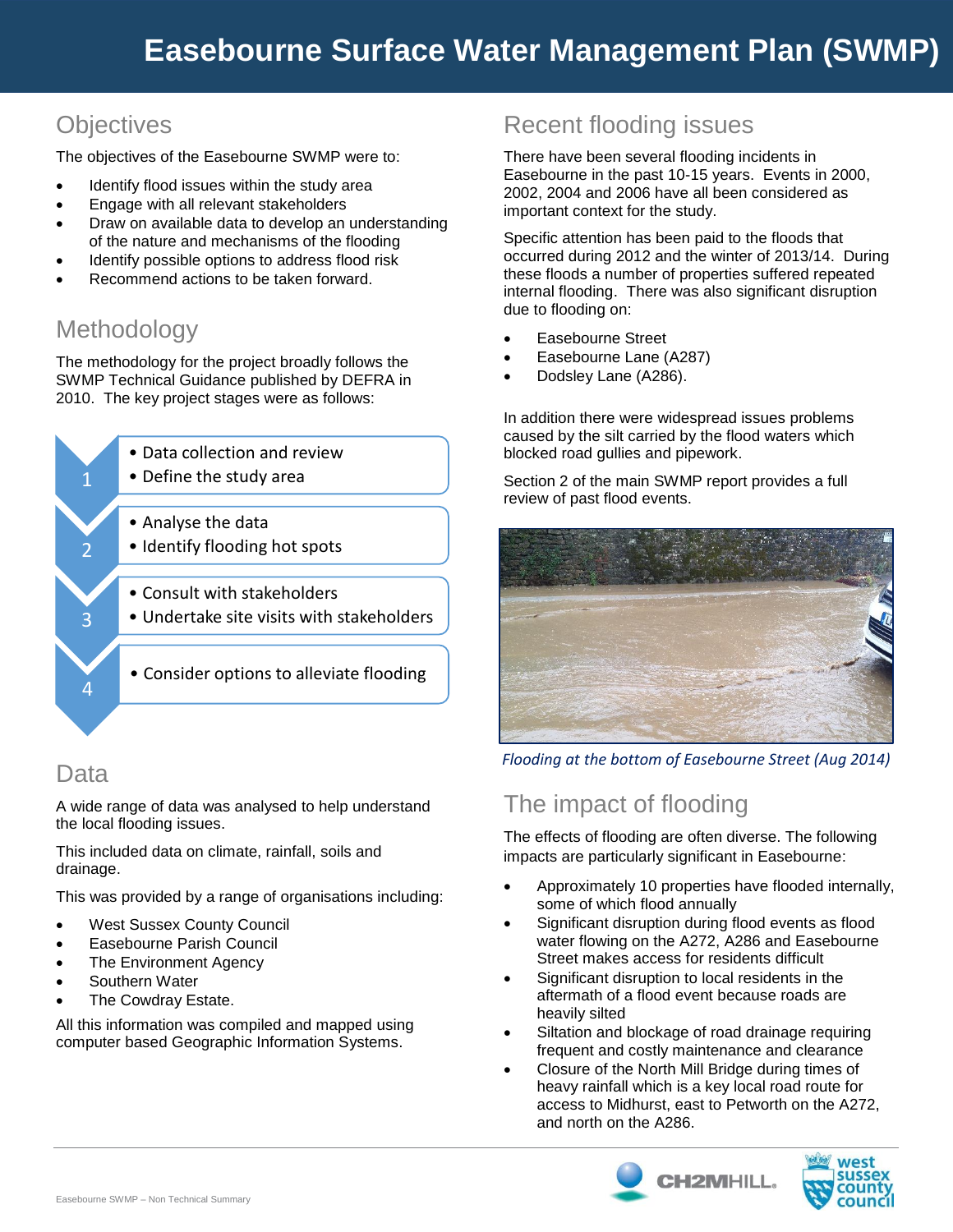# Easebourne Surface Water Management Plan (SWMP)

## Objectives

The objectives of the Easebourne SWMP were to:

- Identify flood issues within the study area
- Engage with all relevant stakeholders
- Draw on available data to develop an understanding of the nature and mechanisms of the flooding
- Identify possible options to address flood risk
- Recommend actions to be taken forward.

## Methodology

The methodology for the project broadly follows the SWMP Technical Guidance published by DEFRA in 2010. The key project stages were as follows:

1. 
   - Data collection and review
   - Define the study area
2. 
   - Analyse the data
   - Identify flooding hot spots
3. 
   - Consult with stakeholders
   - Undertake site visits with stakeholders
4. 
   - Consider options to alleviate flooding

## Data

A wide range of data was analysed to help understand the local flooding issues.

This included data on climate, rainfall, soils and drainage.

This was provided by a range of organisations including:

- West Sussex County Council
- Easebourne Parish Council
- The Environment Agency
- Southern Water
- The Cowdray Estate.

All this information was compiled and mapped using computer based Geographic Information Systems.

## Recent flooding issues

There have been several flooding incidents in Easebourne in the past 10-15 years. Events in 2000, 2002, 2004 and 2006 have all been considered as important context for the study.

Specific attention has been paid to the floods that occurred during 2012 and the winter of 2013/14. During these floods a number of properties suffered repeated internal flooding. There was also significant disruption due to flooding on:

- Easebourne Street
- Easebourne Lane (A287)
- Dodsley Lane (A286).

In addition there were widespread issues problems caused by the silt carried by the flood waters which blocked road gullies and pipework.

Section 2 of the main SWMP report provides a full review of past flood events.

*Flooding at the bottom of Easebourne Street (Aug 2014)*

## The impact of flooding

The effects of flooding are often diverse. The following impacts are particularly significant in Easebourne:

- Approximately 10 properties have flooded internally, some of which flood annually
- Significant disruption during flood events as flood water flowing on the A272, A286 and Easebourne Street makes access for residents difficult
- Significant disruption to local residents in the aftermath of a flood event because roads are heavily silted
- Siltation and blockage of road drainage requiring frequent and costly maintenance and clearance
- Closure of the North Mill Bridge during times of heavy rainfall which is a key local road route for access to Midhurst, east to Petworth on the A272, and north on the A286.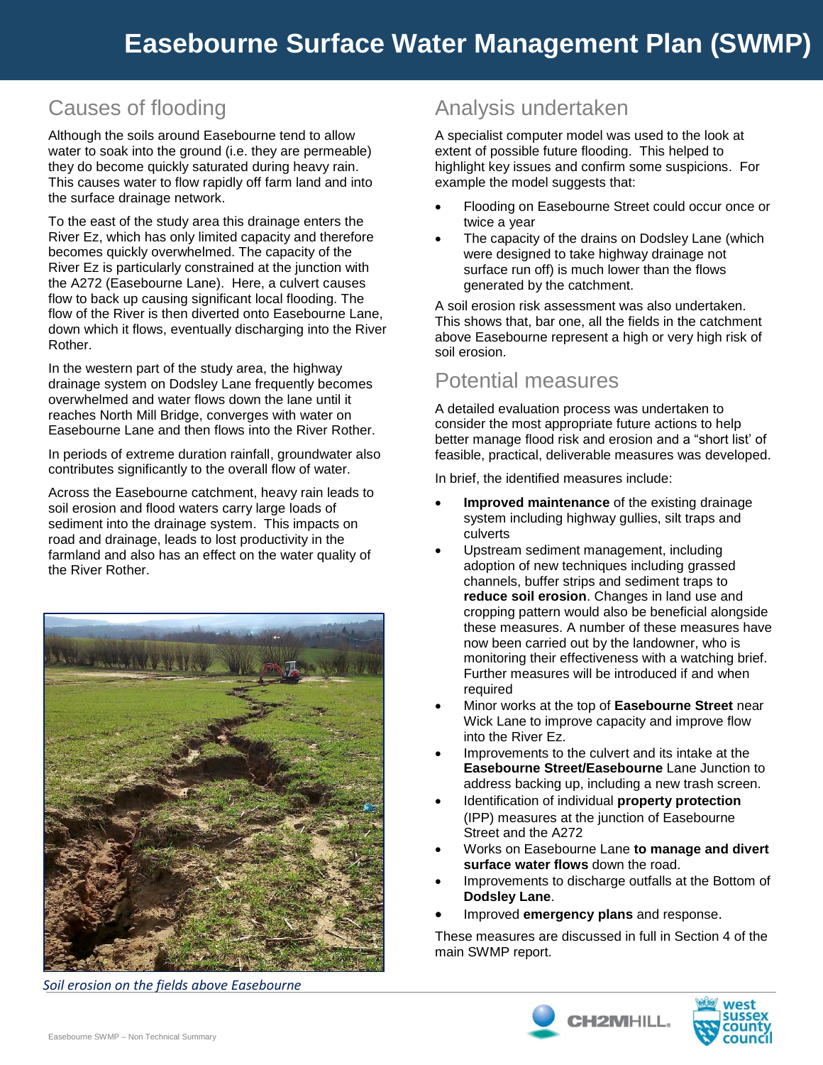# Easebourne Surface Water Management Plan (SWMP)

## Causes of flooding

Although the soils around Easebourne tend to allow water to soak into the ground (i.e. they are permeable) they do become quickly saturated during heavy rain. This causes water to flow rapidly off farm land and into the surface drainage network.

To the east of the study area this drainage enters the River Ez, which has only limited capacity and therefore becomes quickly overwhelmed. The capacity of the River Ez is particularly constrained at the junction with the A272 (Easebourne Lane). Here, a culvert causes flow to back up causing significant local flooding. The flow of the River is then diverted onto Easebourne Lane, down which it flows, eventually discharging into the River Rother.

In the western part of the study area, the highway drainage system on Dodsley Lane frequently becomes overwhelmed and water flows down the lane until it reaches North Mill Bridge, converges with water on Easebourne Lane and then flows into the River Rother.

In periods of extreme duration rainfall, groundwater also contributes significantly to the overall flow of water.

Across the Easebourne catchment, heavy rain leads to soil erosion and flood waters carry large loads of sediment into the drainage system. This impacts on road and drainage, leads to lost productivity in the farmland and also has an effect on the water quality of the River Rother.

*Soil erosion on the fields above Easebourne*

## Analysis undertaken

A specialist computer model was used to the look at extent of possible future flooding. This helped to highlight key issues and confirm some suspicions. For example the model suggests that:

- Flooding on Easebourne Street could occur once or twice a year
- The capacity of the drains on Dodsley Lane (which were designed to take highway drainage not surface run off) is much lower than the flows generated by the catchment.

A soil erosion risk assessment was also undertaken. This shows that, bar one, all the fields in the catchment above Easebourne represent a high or very high risk of soil erosion.

## Potential measures

A detailed evaluation process was undertaken to consider the most appropriate future actions to help better manage flood risk and erosion and a "short list" of feasible, practical, deliverable measures was developed.

In brief, the identified measures include:

- **Improved maintenance** of the existing drainage system including highway gullies, silt traps and culverts
- Upstream sediment management, including adoption of new techniques including grassed channels, buffer strips and sediment traps to **reduce soil erosion**. Changes in land use and cropping pattern would also be beneficial alongside these measures. A number of these measures have now been carried out by the landowner, who is monitoring their effectiveness with a watching brief. Further measures will be introduced if and when required
- Minor works at the top of **Easebourne Street** near Wick Lane to improve capacity and improve flow into the River Ez.
- Improvements to the culvert and its intake at the **Easebourne Street/Easebourne** Lane Junction to address backing up, including a new trash screen.
- Identification of individual **property protection** (IPP) measures at the junction of Easebourne Street and the A272
- Works on Easebourne Lane **to manage and divert surface water flows** down the road.
- Improvements to discharge outfalls at the Bottom of **Dodsley Lane**.
- Improved **emergency plans** and response.

These measures are discussed in full in Section 4 of the main SWMP report.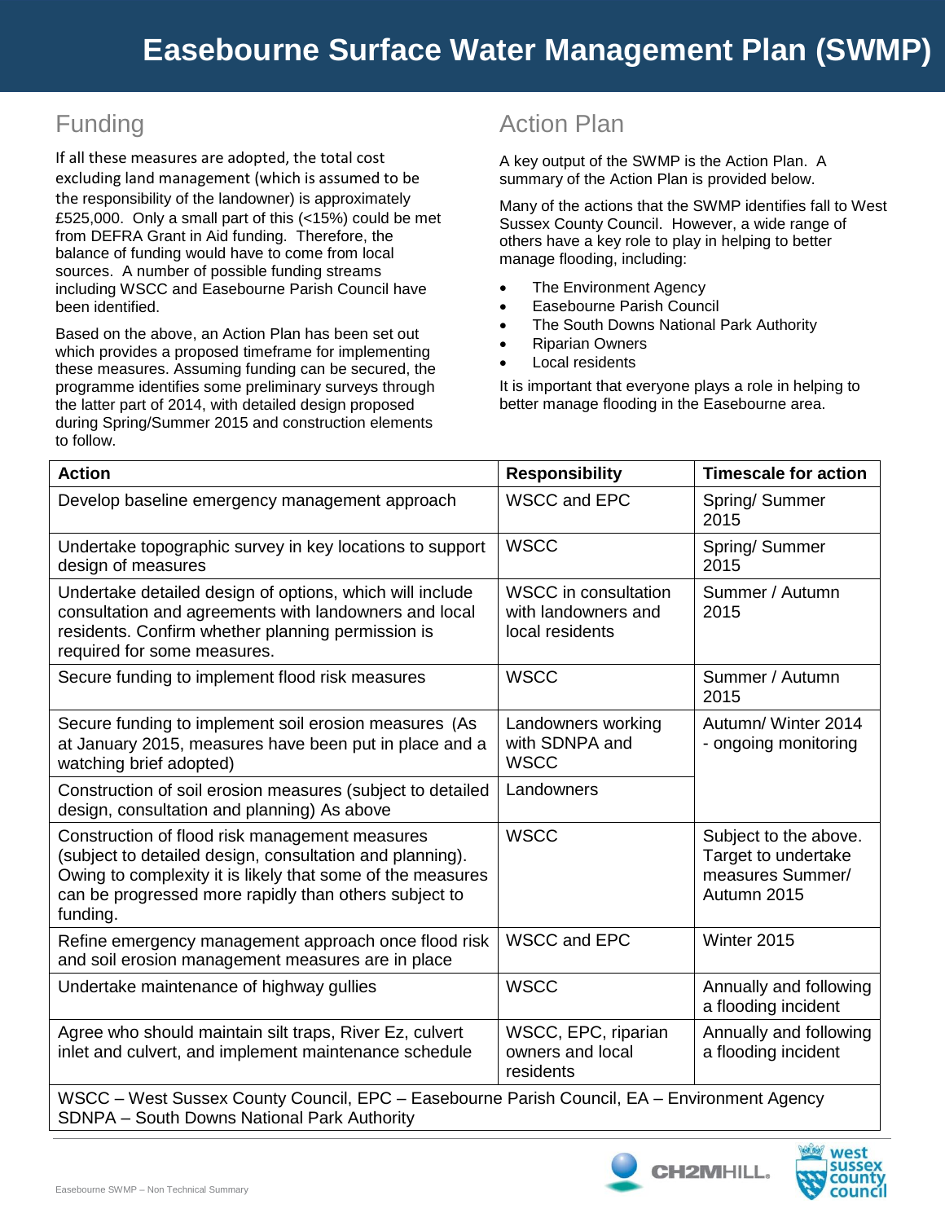# Easebourne Surface Water Management Plan (SWMP)

## Funding

If all these measures are adopted, the total cost excluding land management (which is assumed to be the responsibility of the landowner) is approximately £525,000. Only a small part of this (<15%) could be met from DEFRA Grant in Aid funding. Therefore, the balance of funding would have to come from local sources. A number of possible funding streams including WSCC and Easebourne Parish Council have been identified.

Based on the above, an Action Plan has been set out which provides a proposed timeframe for implementing these measures. Assuming funding can be secured, the programme identifies some preliminary surveys through the latter part of 2014, with detailed design proposed during Spring/Summer 2015 and construction elements to follow.

## Action Plan

A key output of the SWMP is the Action Plan. A summary of the Action Plan is provided below.

Many of the actions that the SWMP identifies fall to West Sussex County Council. However, a wide range of others have a key role to play in helping to better manage flooding, including:

- The Environment Agency
- Easebourne Parish Council
- The South Downs National Park Authority
- Riparian Owners
- Local residents

It is important that everyone plays a role in helping to better manage flooding in the Easebourne area.

| Action | Responsibility | Timescale for action |
|---|---|---|
| Develop baseline emergency management approach | WSCC and EPC | Spring/ Summer 2015 |
| Undertake topographic survey in key locations to support design of measures | WSCC | Spring/ Summer 2015 |
| Undertake detailed design of options, which will include consultation and agreements with landowners and local residents. Confirm whether planning permission is required for some measures. | WSCC in consultation with landowners and local residents | Summer / Autumn 2015 |
| Secure funding to implement flood risk measures | WSCC | Summer / Autumn 2015 |
| Secure funding to implement soil erosion measures (As at January 2015, measures have been put in place and a watching brief adopted) | Landowners working with SDNPA and WSCC | Autumn/ Winter 2014 - ongoing monitoring |
| Construction of soil erosion measures (subject to detailed design, consultation and planning) As above | Landowners | |
| Construction of flood risk management measures (subject to detailed design, consultation and planning). Owing to complexity it is likely that some of the measures can be progressed more rapidly than others subject to funding. | WSCC | Subject to the above. Target to undertake measures Summer/ Autumn 2015 |
| Refine emergency management approach once flood risk and soil erosion management measures are in place | WSCC and EPC | Winter 2015 |
| Undertake maintenance of highway gullies | WSCC | Annually and following a flooding incident |
| Agree who should maintain silt traps, River Ez, culvert inlet and culvert, and implement maintenance schedule | WSCC, EPC, riparian owners and local residents | Annually and following a flooding incident |

WSCC – West Sussex County Council, EPC – Easebourne Parish Council, EA – Environment Agency
SDNPA – South Downs National Park Authority